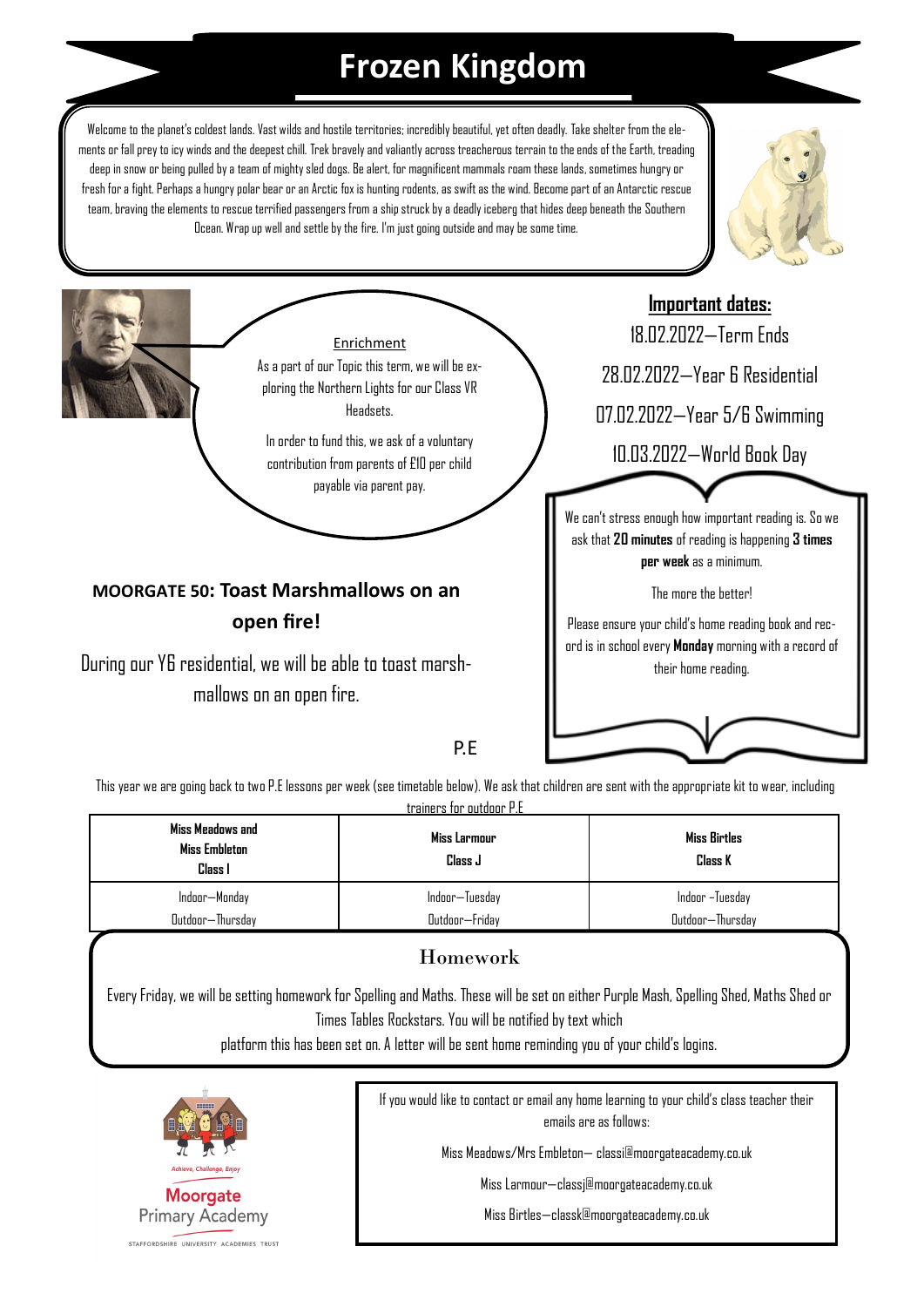# Frozen Kingdom

Welcome to the planet's coldest lands. Vast wilds and hostile territories; incredibly beautiful, yet often deadly. Take shelter from the elements or fall prey to icy winds and the deepest chill. Trek bravely and valiantly across treacherous terrain to the ends of the Earth, treading deep in snow or being pulled by a team of mighty sled dogs. Be alert, for magnificent mammals roam these lands, sometimes hungry or fresh for a fight. Perhaps a hungry polar bear or an Arctic fox is hunting rodents, as swift as the wind. Become part of an Antarctic rescue team, braving the elements to rescue terrified passengers from a ship struck by a deadly iceberg that hides deep beneath the Southern Ocean. Wrap up well and settle by the fire. I'm just going outside and may be some time.

Enrichment

As a part of our Topic this term, we will be exploring the Northern Lights for our Class VR Headsets.

In order to fund this, we ask of a voluntary contribution from parents of £10 per child payable via parent pay.

## Important dates:

18.02.2022—Term Ends

28.02.2022—Year 6 Residential

07.02.2022—Year 5/6 Swimming

10.03.2022—World Book Day

We can't stress enough how important reading is. So we ask that **20 minutes** of reading is happening **3 times per week** as a minimum.

The more the better!

Please ensure your child's home reading book and record is in school every **Monday** morning with a record of their home reading.

## MOORGATE 50: Toast Marshmallows on an open fire!

During our Y6 residential, we will be able to toast marshmallows on an open fire.

## P.E

This year we are going back to two P.E lessons per week (see timetable below). We ask that children are sent with the appropriate kit to wear, including trainers for outdoor P.E

| Miss Meadows and Miss Embleton Class I | Miss Larmour Class J | Miss Birtles Class K |
|---|---|---|
| Indoor—Monday<br>Outdoor—Thursday | Indoor—Tuesday<br>Outdoor—Friday | Indoor –Tuesday<br>Outdoor—Thursday |

## Homework

Every Friday, we will be setting homework for Spelling and Maths. These will be set on either Purple Mash, Spelling Shed, Maths Shed or Times Tables Rockstars. You will be notified by text which platform this has been set on. A letter will be sent home reminding you of your child's logins.

Achieve, Challenge, Enjoy

Moorgate Primary Academy

STAFFORDSHIRE UNIVERSITY ACADEMIES TRUST

If you would like to contact or email any home learning to your child's class teacher their emails are as follows:

Miss Meadows/Mrs Embleton— classi@moorgateacademy.co.uk

Miss Larmour—classj@moorgateacademy.co.uk

Miss Birtles—classk@moorgateacademy.co.uk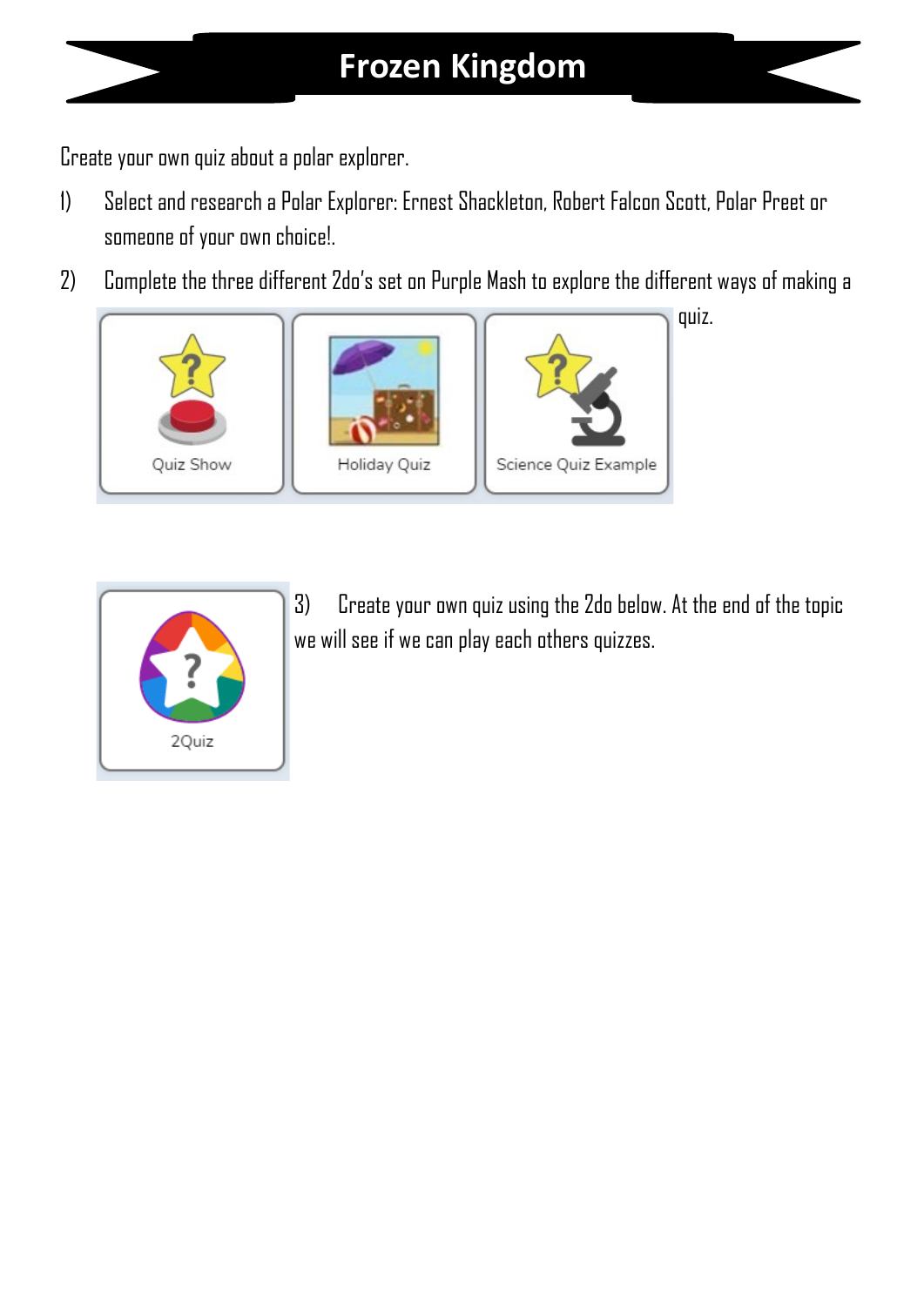# Frozen Kingdom

Create your own quiz about a polar explorer.

1) Select and research a Polar Explorer: Ernest Shackleton, Robert Falcon Scott, Polar Preet or someone of your own choice!.

2) Complete the three different 2do's set on Purple Mash to explore the different ways of making a quiz.

Quiz Show

Holiday Quiz

Science Quiz Example

2Quiz

3) Create your own quiz using the 2do below. At the end of the topic we will see if we can play each others quizzes.